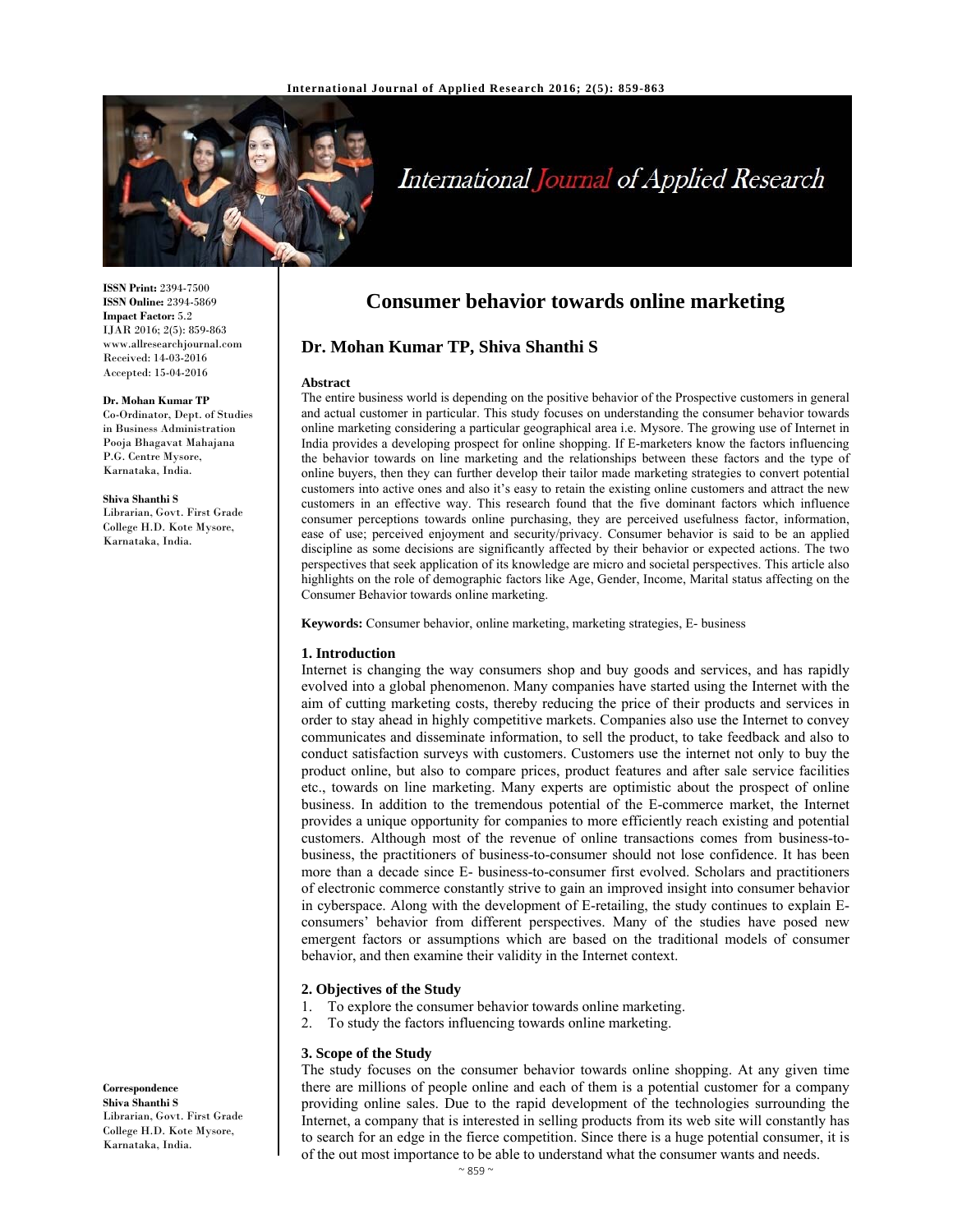**ISSN Print:** 2394-7500
**ISSN Online:** 2394-5869
**Impact Factor:** 5.2
IJAR 2016; 2(5): 859-863
www.allresearchjournal.com
Received: 14-03-2016
Accepted: 15-04-2016

**Dr. Mohan Kumar TP**
Co-Ordinator, Dept. of Studies in Business Administration Pooja Bhagavat Mahajana P.G. Centre Mysore, Karnataka, India.

**Shiva Shanthi S**
Librarian, Govt. First Grade College H.D. Kote Mysore, Karnataka, India.

**Correspondence**
**Shiva Shanthi S**
Librarian, Govt. First Grade College H.D. Kote Mysore, Karnataka, India.

# Consumer behavior towards online marketing

## Dr. Mohan Kumar TP, Shiva Shanthi S

**Abstract**

The entire business world is depending on the positive behavior of the Prospective customers in general and actual customer in particular. This study focuses on understanding the consumer behavior towards online marketing considering a particular geographical area i.e. Mysore. The growing use of Internet in India provides a developing prospect for online shopping. If E-marketers know the factors influencing the behavior towards on line marketing and the relationships between these factors and the type of online buyers, then they can further develop their tailor made marketing strategies to convert potential customers into active ones and also it's easy to retain the existing online customers and attract the new customers in an effective way. This research found that the five dominant factors which influence consumer perceptions towards online purchasing, they are perceived usefulness factor, information, ease of use; perceived enjoyment and security/privacy. Consumer behavior is said to be an applied discipline as some decisions are significantly affected by their behavior or expected actions. The two perspectives that seek application of its knowledge are micro and societal perspectives. This article also highlights on the role of demographic factors like Age, Gender, Income, Marital status affecting on the Consumer Behavior towards online marketing.

**Keywords:** Consumer behavior, online marketing, marketing strategies, E- business

### 1. Introduction

Internet is changing the way consumers shop and buy goods and services, and has rapidly evolved into a global phenomenon. Many companies have started using the Internet with the aim of cutting marketing costs, thereby reducing the price of their products and services in order to stay ahead in highly competitive markets. Companies also use the Internet to convey communicates and disseminate information, to sell the product, to take feedback and also to conduct satisfaction surveys with customers. Customers use the internet not only to buy the product online, but also to compare prices, product features and after sale service facilities etc., towards on line marketing. Many experts are optimistic about the prospect of online business. In addition to the tremendous potential of the E-commerce market, the Internet provides a unique opportunity for companies to more efficiently reach existing and potential customers. Although most of the revenue of online transactions comes from business-to-business, the practitioners of business-to-consumer should not lose confidence. It has been more than a decade since E- business-to-consumer first evolved. Scholars and practitioners of electronic commerce constantly strive to gain an improved insight into consumer behavior in cyberspace. Along with the development of E-retailing, the study continues to explain E-consumers' behavior from different perspectives. Many of the studies have posed new emergent factors or assumptions which are based on the traditional models of consumer behavior, and then examine their validity in the Internet context.

### 2. Objectives of the Study

1. To explore the consumer behavior towards online marketing.
2. To study the factors influencing towards online marketing.

### 3. Scope of the Study

The study focuses on the consumer behavior towards online shopping. At any given time there are millions of people online and each of them is a potential customer for a company providing online sales. Due to the rapid development of the technologies surrounding the Internet, a company that is interested in selling products from its web site will constantly has to search for an edge in the fierce competition. Since there is a huge potential consumer, it is of the out most importance to be able to understand what the consumer wants and needs.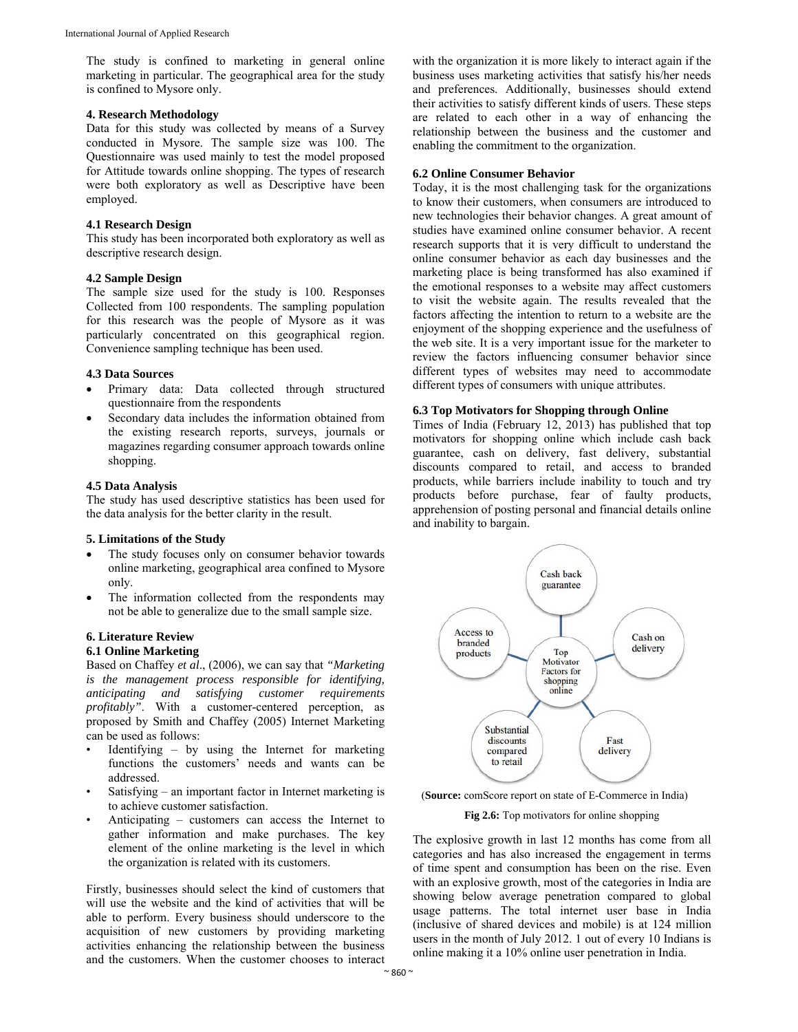The study is confined to marketing in general online marketing in particular. The geographical area for the study is confined to Mysore only.

### 4. Research Methodology

Data for this study was collected by means of a Survey conducted in Mysore. The sample size was 100. The Questionnaire was used mainly to test the model proposed for Attitude towards online shopping. The types of research were both exploratory as well as Descriptive have been employed.

### 4.1 Research Design

This study has been incorporated both exploratory as well as descriptive research design.

### 4.2 Sample Design

The sample size used for the study is 100. Responses Collected from 100 respondents. The sampling population for this research was the people of Mysore as it was particularly concentrated on this geographical region. Convenience sampling technique has been used.

### 4.3 Data Sources

- Primary data: Data collected through structured questionnaire from the respondents
- Secondary data includes the information obtained from the existing research reports, surveys, journals or magazines regarding consumer approach towards online shopping.

### 4.5 Data Analysis

The study has used descriptive statistics has been used for the data analysis for the better clarity in the result.

### 5. Limitations of the Study

- The study focuses only on consumer behavior towards online marketing, geographical area confined to Mysore only.
- The information collected from the respondents may not be able to generalize due to the small sample size.

### 6. Literature Review

### 6.1 Online Marketing

Based on Chaffey *et al*., (2006), we can say that *"Marketing is the management process responsible for identifying, anticipating and satisfying customer requirements profitably"*. With a customer-centered perception, as proposed by Smith and Chaffey (2005) Internet Marketing can be used as follows:

- Identifying – by using the Internet for marketing functions the customers' needs and wants can be addressed.
- Satisfying – an important factor in Internet marketing is to achieve customer satisfaction.
- Anticipating – customers can access the Internet to gather information and make purchases. The key element of the online marketing is the level in which the organization is related with its customers.

Firstly, businesses should select the kind of customers that will use the website and the kind of activities that will be able to perform. Every business should underscore to the acquisition of new customers by providing marketing activities enhancing the relationship between the business and the customers. When the customer chooses to interact with the organization it is more likely to interact again if the business uses marketing activities that satisfy his/her needs and preferences. Additionally, businesses should extend their activities to satisfy different kinds of users. These steps are related to each other in a way of enhancing the relationship between the business and the customer and enabling the commitment to the organization.

### 6.2 Online Consumer Behavior

Today, it is the most challenging task for the organizations to know their customers, when consumers are introduced to new technologies their behavior changes. A great amount of studies have examined online consumer behavior. A recent research supports that it is very difficult to understand the online consumer behavior as each day businesses and the marketing place is being transformed has also examined if the emotional responses to a website may affect customers to visit the website again. The results revealed that the factors affecting the intention to return to a website are the enjoyment of the shopping experience and the usefulness of the web site. It is a very important issue for the marketer to review the factors influencing consumer behavior since different types of websites may need to accommodate different types of consumers with unique attributes.

### 6.3 Top Motivators for Shopping through Online

Times of India (February 12, 2013) has published that top motivators for shopping online which include cash back guarantee, cash on delivery, fast delivery, substantial discounts compared to retail, and access to branded products, while barriers include inability to touch and try products before purchase, fear of faulty products, apprehension of posting personal and financial details online and inability to bargain.

Top Motivator Factors for shopping online: Cash back guarantee; Cash on delivery; Fast delivery; Substantial discounts compared to retail; Access to branded products

(**Source:** comScore report on state of E-Commerce in India)

**Fig 2.6:** Top motivators for online shopping

The explosive growth in last 12 months has come from all categories and has also increased the engagement in terms of time spent and consumption has been on the rise. Even with an explosive growth, most of the categories in India are showing below average penetration compared to global usage patterns. The total internet user base in India (inclusive of shared devices and mobile) is at 124 million users in the month of July 2012. 1 out of every 10 Indians is online making it a 10% online user penetration in India.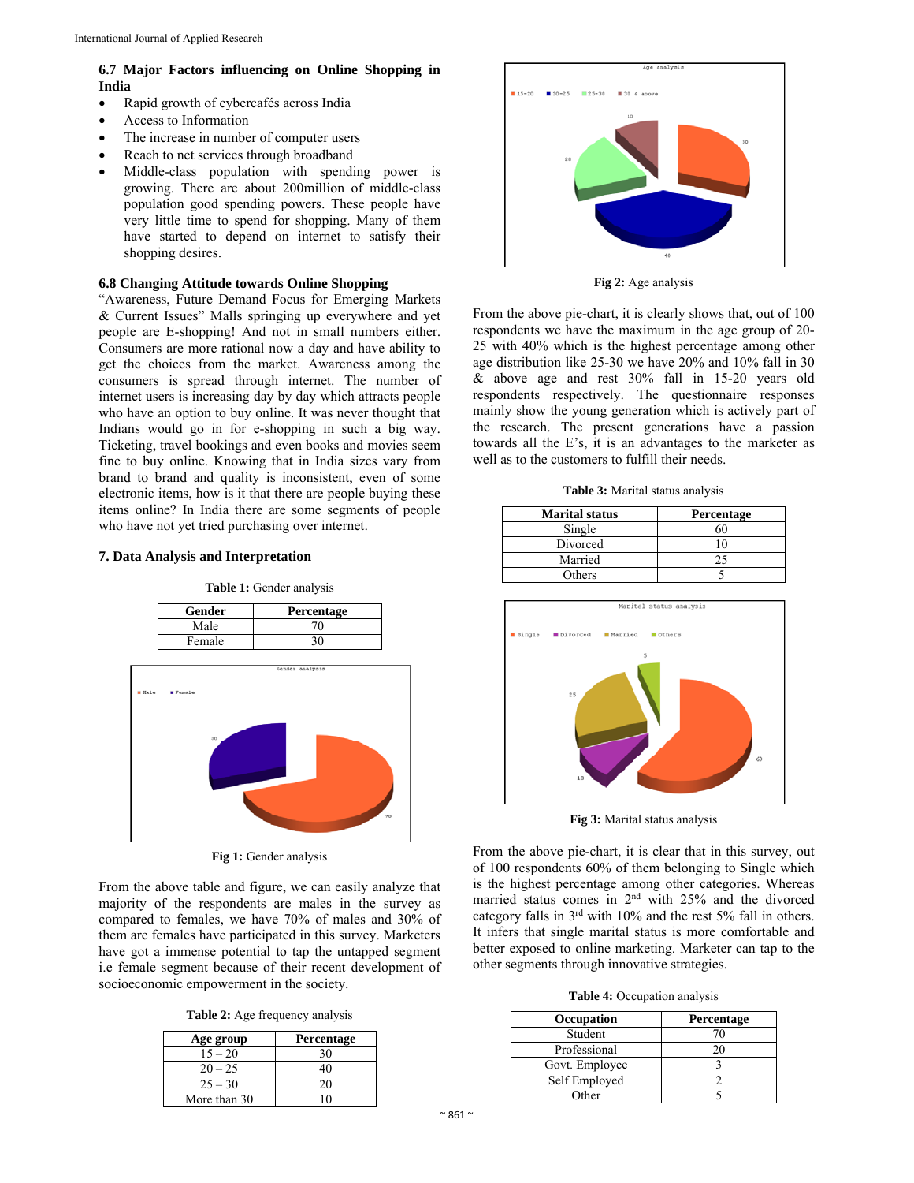### 6.7 Major Factors influencing on Online Shopping in India

- Rapid growth of cybercafés across India
- Access to Information
- The increase in number of computer users
- Reach to net services through broadband
- Middle-class population with spending power is growing. There are about 200million of middle-class population good spending powers. These people have very little time to spend for shopping. Many of them have started to depend on internet to satisfy their shopping desires.

### 6.8 Changing Attitude towards Online Shopping

"Awareness, Future Demand Focus for Emerging Markets & Current Issues" Malls springing up everywhere and yet people are E-shopping! And not in small numbers either. Consumers are more rational now a day and have ability to get the choices from the market. Awareness among the consumers is spread through internet. The number of internet users is increasing day by day which attracts people who have an option to buy online. It was never thought that Indians would go in for e-shopping in such a big way. Ticketing, travel bookings and even books and movies seem fine to buy online. Knowing that in India sizes vary from brand to brand and quality is inconsistent, even of some electronic items, how is it that there are people buying these items online? In India there are some segments of people who have not yet tried purchasing over internet.

## 7. Data Analysis and Interpretation

**Table 1:** Gender analysis

| Gender | Percentage |
|---|---|
| Male | 70 |
| Female | 30 |

**Fig 1:** Gender analysis

From the above table and figure, we can easily analyze that majority of the respondents are males in the survey as compared to females, we have 70% of males and 30% of them are females have participated in this survey. Marketers have got a immense potential to tap the untapped segment i.e female segment because of their recent development of socioeconomic empowerment in the society.

**Table 2:** Age frequency analysis

| Age group | Percentage |
|---|---|
| 15 – 20 | 30 |
| 20 – 25 | 40 |
| 25 – 30 | 20 |
| More than 30 | 10 |

**Fig 2:** Age analysis

From the above pie-chart, it is clearly shows that, out of 100 respondents we have the maximum in the age group of 20-25 with 40% which is the highest percentage among other age distribution like 25-30 we have 20% and 10% fall in 30 & above age and rest 30% fall in 15-20 years old respondents respectively. The questionnaire responses mainly show the young generation which is actively part of the research. The present generations have a passion towards all the E's, it is an advantages to the marketer as well as to the customers to fulfill their needs.

**Table 3:** Marital status analysis

| Marital status | Percentage |
|---|---|
| Single | 60 |
| Divorced | 10 |
| Married | 25 |
| Others | 5 |

**Fig 3:** Marital status analysis

From the above pie-chart, it is clear that in this survey, out of 100 respondents 60% of them belonging to Single which is the highest percentage among other categories. Whereas married status comes in 2nd with 25% and the divorced category falls in 3rd with 10% and the rest 5% fall in others. It infers that single marital status is more comfortable and better exposed to online marketing. Marketer can tap to the other segments through innovative strategies.

**Table 4:** Occupation analysis

| Occupation | Percentage |
|---|---|
| Student | 70 |
| Professional | 20 |
| Govt. Employee | 3 |
| Self Employed | 2 |
| Other | 5 |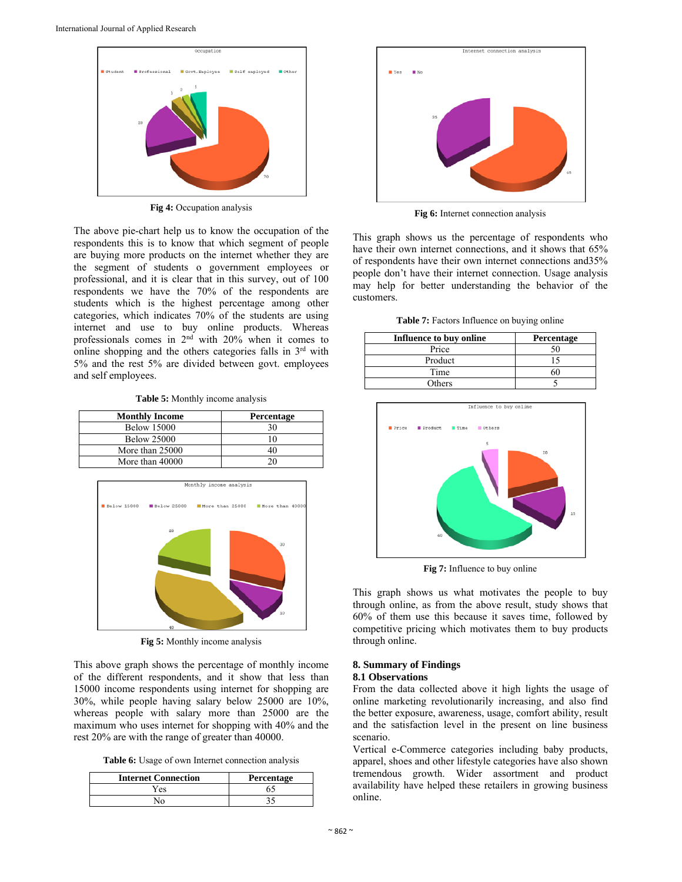Fig 4: Occupation analysis

The above pie-chart help us to know the occupation of the respondents this is to know that which segment of people are buying more products on the internet whether they are the segment of students o government employees or professional, and it is clear that in this survey, out of 100 respondents we have the 70% of the respondents are students which is the highest percentage among other categories, which indicates 70% of the students are using internet and use to buy online products. Whereas professionals comes in 2nd with 20% when it comes to online shopping and the others categories falls in 3rd with 5% and the rest 5% are divided between govt. employees and self employees.

**Table 5:** Monthly income analysis

| Monthly Income | Percentage |
|---|---|
| Below 15000 | 30 |
| Below 25000 | 10 |
| More than 25000 | 40 |
| More than 40000 | 20 |

Fig 5: Monthly income analysis

This above graph shows the percentage of monthly income of the different respondents, and it show that less than 15000 income respondents using internet for shopping are 30%, while people having salary below 25000 are 10%, whereas people with salary more than 25000 are the maximum who uses internet for shopping with 40% and the rest 20% are with the range of greater than 40000.

**Table 6:** Usage of own Internet connection analysis

| Internet Connection | Percentage |
|---|---|
| Yes | 65 |
| No | 35 |

Fig 6: Internet connection analysis

This graph shows us the percentage of respondents who have their own internet connections, and it shows that 65% of respondents have their own internet connections and35% people don't have their internet connection. Usage analysis may help for better understanding the behavior of the customers.

**Table 7:** Factors Influence on buying online

| Influence to buy online | Percentage |
|---|---|
| Price | 50 |
| Product | 15 |
| Time | 60 |
| Others | 5 |

Fig 7: Influence to buy online

This graph shows us what motivates the people to buy through online, as from the above result, study shows that 60% of them use this because it saves time, followed by competitive pricing which motivates them to buy products through online.

## 8. Summary of Findings

### 8.1 Observations

From the data collected above it high lights the usage of online marketing revolutionarily increasing, and also find the better exposure, awareness, usage, comfort ability, result and the satisfaction level in the present on line business scenario.

Vertical e-Commerce categories including baby products, apparel, shoes and other lifestyle categories have also shown tremendous growth. Wider assortment and product availability have helped these retailers in growing business online.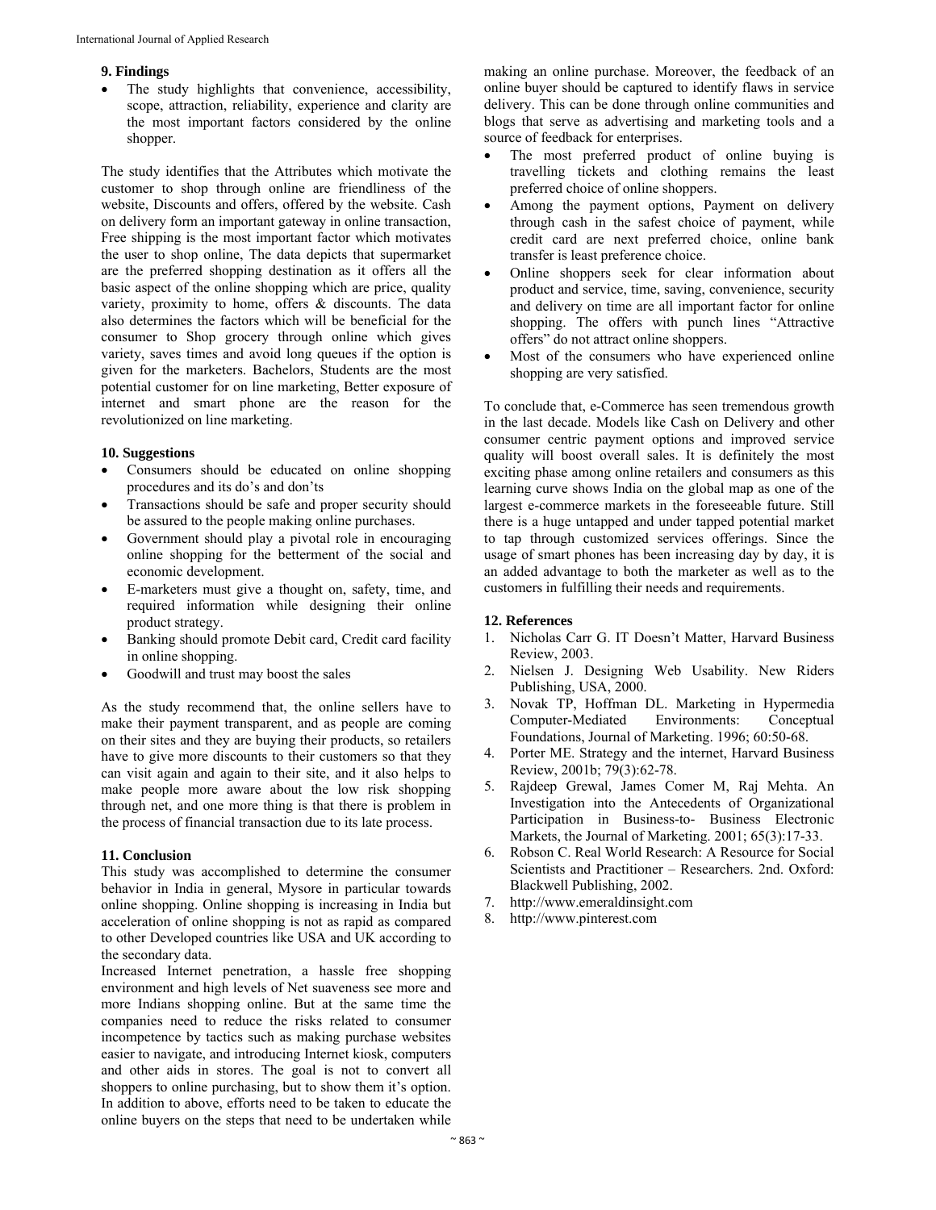### 9. Findings

- The study highlights that convenience, accessibility, scope, attraction, reliability, experience and clarity are the most important factors considered by the online shopper.

The study identifies that the Attributes which motivate the customer to shop through online are friendliness of the website, Discounts and offers, offered by the website. Cash on delivery form an important gateway in online transaction, Free shipping is the most important factor which motivates the user to shop online, The data depicts that supermarket are the preferred shopping destination as it offers all the basic aspect of the online shopping which are price, quality variety, proximity to home, offers & discounts. The data also determines the factors which will be beneficial for the consumer to Shop grocery through online which gives variety, saves times and avoid long queues if the option is given for the marketers. Bachelors, Students are the most potential customer for on line marketing, Better exposure of internet and smart phone are the reason for the revolutionized on line marketing.

### 10. Suggestions

- Consumers should be educated on online shopping procedures and its do's and don'ts
- Transactions should be safe and proper security should be assured to the people making online purchases.
- Government should play a pivotal role in encouraging online shopping for the betterment of the social and economic development.
- E-marketers must give a thought on, safety, time, and required information while designing their online product strategy.
- Banking should promote Debit card, Credit card facility in online shopping.
- Goodwill and trust may boost the sales

As the study recommend that, the online sellers have to make their payment transparent, and as people are coming on their sites and they are buying their products, so retailers have to give more discounts to their customers so that they can visit again and again to their site, and it also helps to make people more aware about the low risk shopping through net, and one more thing is that there is problem in the process of financial transaction due to its late process.

### 11. Conclusion

This study was accomplished to determine the consumer behavior in India in general, Mysore in particular towards online shopping. Online shopping is increasing in India but acceleration of online shopping is not as rapid as compared to other Developed countries like USA and UK according to the secondary data.

Increased Internet penetration, a hassle free shopping environment and high levels of Net suaveness see more and more Indians shopping online. But at the same time the companies need to reduce the risks related to consumer incompetence by tactics such as making purchase websites easier to navigate, and introducing Internet kiosk, computers and other aids in stores. The goal is not to convert all shoppers to online purchasing, but to show them it's option. In addition to above, efforts need to be taken to educate the online buyers on the steps that need to be undertaken while making an online purchase. Moreover, the feedback of an online buyer should be captured to identify flaws in service delivery. This can be done through online communities and blogs that serve as advertising and marketing tools and a source of feedback for enterprises.

- The most preferred product of online buying is travelling tickets and clothing remains the least preferred choice of online shoppers.
- Among the payment options, Payment on delivery through cash in the safest choice of payment, while credit card are next preferred choice, online bank transfer is least preference choice.
- Online shoppers seek for clear information about product and service, time, saving, convenience, security and delivery on time are all important factor for online shopping. The offers with punch lines "Attractive offers" do not attract online shoppers.
- Most of the consumers who have experienced online shopping are very satisfied.

To conclude that, e-Commerce has seen tremendous growth in the last decade. Models like Cash on Delivery and other consumer centric payment options and improved service quality will boost overall sales. It is definitely the most exciting phase among online retailers and consumers as this learning curve shows India on the global map as one of the largest e-commerce markets in the foreseeable future. Still there is a huge untapped and under tapped potential market to tap through customized services offerings. Since the usage of smart phones has been increasing day by day, it is an added advantage to both the marketer as well as to the customers in fulfilling their needs and requirements.

### 12. References

1. Nicholas Carr G. IT Doesn't Matter, Harvard Business Review, 2003.
2. Nielsen J. Designing Web Usability. New Riders Publishing, USA, 2000.
3. Novak TP, Hoffman DL. Marketing in Hypermedia Computer-Mediated Environments: Conceptual Foundations, Journal of Marketing. 1996; 60:50-68.
4. Porter ME. Strategy and the internet, Harvard Business Review, 2001b; 79(3):62-78.
5. Rajdeep Grewal, James Comer M, Raj Mehta. An Investigation into the Antecedents of Organizational Participation in Business-to- Business Electronic Markets, the Journal of Marketing. 2001; 65(3):17-33.
6. Robson C. Real World Research: A Resource for Social Scientists and Practitioner – Researchers. 2nd. Oxford: Blackwell Publishing, 2002.
7. http://www.emeraldinsight.com
8. http://www.pinterest.com